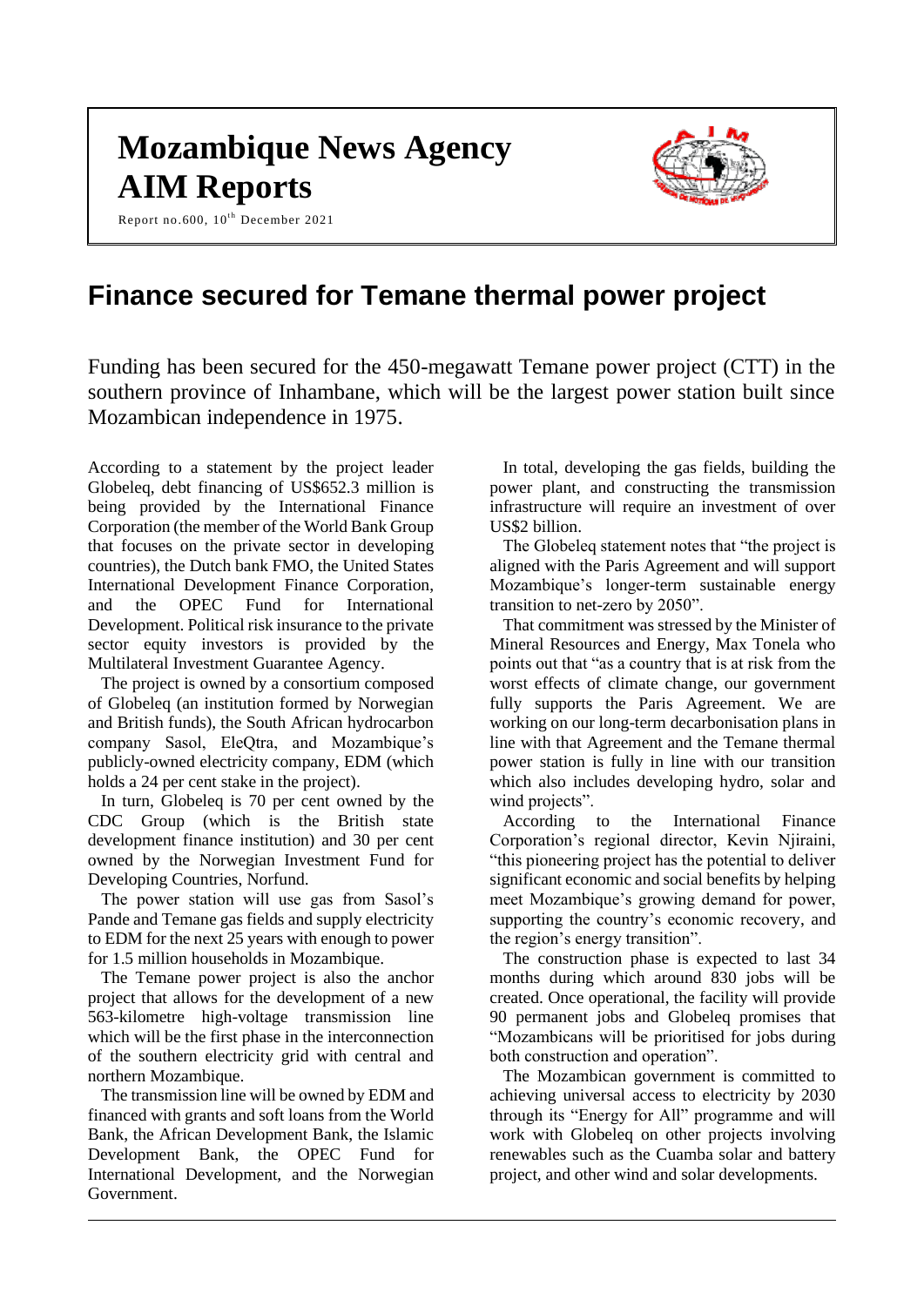# Mozambique News Agency
# AIM Reports

Report no.600, 10th December 2021

## Finance secured for Temane thermal power project

Funding has been secured for the 450-megawatt Temane power project (CTT) in the southern province of Inhambane, which will be the largest power station built since Mozambican independence in 1975.

According to a statement by the project leader Globeleq, debt financing of US$652.3 million is being provided by the International Finance Corporation (the member of the World Bank Group that focuses on the private sector in developing countries), the Dutch bank FMO, the United States International Development Finance Corporation, and the OPEC Fund for International Development. Political risk insurance to the private sector equity investors is provided by the Multilateral Investment Guarantee Agency.

The project is owned by a consortium composed of Globeleq (an institution formed by Norwegian and British funds), the South African hydrocarbon company Sasol, EleQtra, and Mozambique's publicly-owned electricity company, EDM (which holds a 24 per cent stake in the project).

In turn, Globeleq is 70 per cent owned by the CDC Group (which is the British state development finance institution) and 30 per cent owned by the Norwegian Investment Fund for Developing Countries, Norfund.

The power station will use gas from Sasol's Pande and Temane gas fields and supply electricity to EDM for the next 25 years with enough to power for 1.5 million households in Mozambique.

The Temane power project is also the anchor project that allows for the development of a new 563-kilometre high-voltage transmission line which will be the first phase in the interconnection of the southern electricity grid with central and northern Mozambique.

The transmission line will be owned by EDM and financed with grants and soft loans from the World Bank, the African Development Bank, the Islamic Development Bank, the OPEC Fund for International Development, and the Norwegian Government.

In total, developing the gas fields, building the power plant, and constructing the transmission infrastructure will require an investment of over US$2 billion.

The Globeleq statement notes that "the project is aligned with the Paris Agreement and will support Mozambique's longer-term sustainable energy transition to net-zero by 2050".

That commitment was stressed by the Minister of Mineral Resources and Energy, Max Tonela who points out that "as a country that is at risk from the worst effects of climate change, our government fully supports the Paris Agreement. We are working on our long-term decarbonisation plans in line with that Agreement and the Temane thermal power station is fully in line with our transition which also includes developing hydro, solar and wind projects".

According to the International Finance Corporation's regional director, Kevin Njiraini, "this pioneering project has the potential to deliver significant economic and social benefits by helping meet Mozambique's growing demand for power, supporting the country's economic recovery, and the region's energy transition".

The construction phase is expected to last 34 months during which around 830 jobs will be created. Once operational, the facility will provide 90 permanent jobs and Globeleq promises that "Mozambicans will be prioritised for jobs during both construction and operation".

The Mozambican government is committed to achieving universal access to electricity by 2030 through its "Energy for All" programme and will work with Globeleq on other projects involving renewables such as the Cuamba solar and battery project, and other wind and solar developments.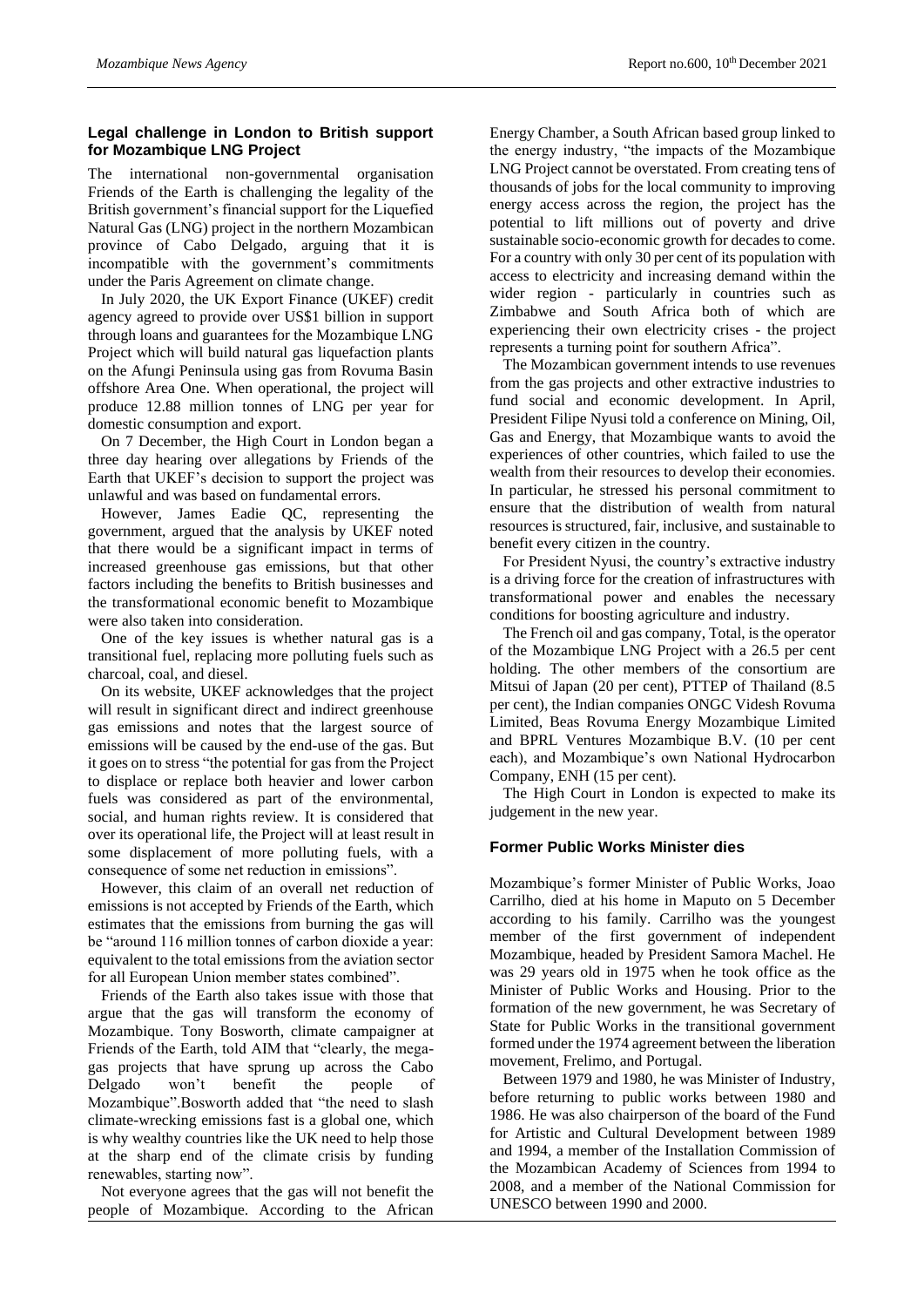## Legal challenge in London to British support for Mozambique LNG Project

The international non-governmental organisation Friends of the Earth is challenging the legality of the British government's financial support for the Liquefied Natural Gas (LNG) project in the northern Mozambican province of Cabo Delgado, arguing that it is incompatible with the government's commitments under the Paris Agreement on climate change.

In July 2020, the UK Export Finance (UKEF) credit agency agreed to provide over US$1 billion in support through loans and guarantees for the Mozambique LNG Project which will build natural gas liquefaction plants on the Afungi Peninsula using gas from Rovuma Basin offshore Area One. When operational, the project will produce 12.88 million tonnes of LNG per year for domestic consumption and export.

On 7 December, the High Court in London began a three day hearing over allegations by Friends of the Earth that UKEF's decision to support the project was unlawful and was based on fundamental errors.

However, James Eadie QC, representing the government, argued that the analysis by UKEF noted that there would be a significant impact in terms of increased greenhouse gas emissions, but that other factors including the benefits to British businesses and the transformational economic benefit to Mozambique were also taken into consideration.

One of the key issues is whether natural gas is a transitional fuel, replacing more polluting fuels such as charcoal, coal, and diesel.

On its website, UKEF acknowledges that the project will result in significant direct and indirect greenhouse gas emissions and notes that the largest source of emissions will be caused by the end-use of the gas. But it goes on to stress "the potential for gas from the Project to displace or replace both heavier and lower carbon fuels was considered as part of the environmental, social, and human rights review. It is considered that over its operational life, the Project will at least result in some displacement of more polluting fuels, with a consequence of some net reduction in emissions".

However, this claim of an overall net reduction of emissions is not accepted by Friends of the Earth, which estimates that the emissions from burning the gas will be "around 116 million tonnes of carbon dioxide a year: equivalent to the total emissions from the aviation sector for all European Union member states combined".

Friends of the Earth also takes issue with those that argue that the gas will transform the economy of Mozambique. Tony Bosworth, climate campaigner at Friends of the Earth, told AIM that "clearly, the mega-gas projects that have sprung up across the Cabo Delgado won't benefit the people of Mozambique".Bosworth added that "the need to slash climate-wrecking emissions fast is a global one, which is why wealthy countries like the UK need to help those at the sharp end of the climate crisis by funding renewables, starting now".

Not everyone agrees that the gas will not benefit the people of Mozambique. According to the African Energy Chamber, a South African based group linked to the energy industry, "the impacts of the Mozambique LNG Project cannot be overstated. From creating tens of thousands of jobs for the local community to improving energy access across the region, the project has the potential to lift millions out of poverty and drive sustainable socio-economic growth for decades to come. For a country with only 30 per cent of its population with access to electricity and increasing demand within the wider region - particularly in countries such as Zimbabwe and South Africa both of which are experiencing their own electricity crises - the project represents a turning point for southern Africa".

The Mozambican government intends to use revenues from the gas projects and other extractive industries to fund social and economic development. In April, President Filipe Nyusi told a conference on Mining, Oil, Gas and Energy, that Mozambique wants to avoid the experiences of other countries, which failed to use the wealth from their resources to develop their economies. In particular, he stressed his personal commitment to ensure that the distribution of wealth from natural resources is structured, fair, inclusive, and sustainable to benefit every citizen in the country.

For President Nyusi, the country's extractive industry is a driving force for the creation of infrastructures with transformational power and enables the necessary conditions for boosting agriculture and industry.

The French oil and gas company, Total, is the operator of the Mozambique LNG Project with a 26.5 per cent holding. The other members of the consortium are Mitsui of Japan (20 per cent), PTTEP of Thailand (8.5 per cent), the Indian companies ONGC Videsh Rovuma Limited, Beas Rovuma Energy Mozambique Limited and BPRL Ventures Mozambique B.V. (10 per cent each), and Mozambique's own National Hydrocarbon Company, ENH (15 per cent).

The High Court in London is expected to make its judgement in the new year.

## Former Public Works Minister dies

Mozambique's former Minister of Public Works, Joao Carrilho, died at his home in Maputo on 5 December according to his family. Carrilho was the youngest member of the first government of independent Mozambique, headed by President Samora Machel. He was 29 years old in 1975 when he took office as the Minister of Public Works and Housing. Prior to the formation of the new government, he was Secretary of State for Public Works in the transitional government formed under the 1974 agreement between the liberation movement, Frelimo, and Portugal.

Between 1979 and 1980, he was Minister of Industry, before returning to public works between 1980 and 1986. He was also chairperson of the board of the Fund for Artistic and Cultural Development between 1989 and 1994, a member of the Installation Commission of the Mozambican Academy of Sciences from 1994 to 2008, and a member of the National Commission for UNESCO between 1990 and 2000.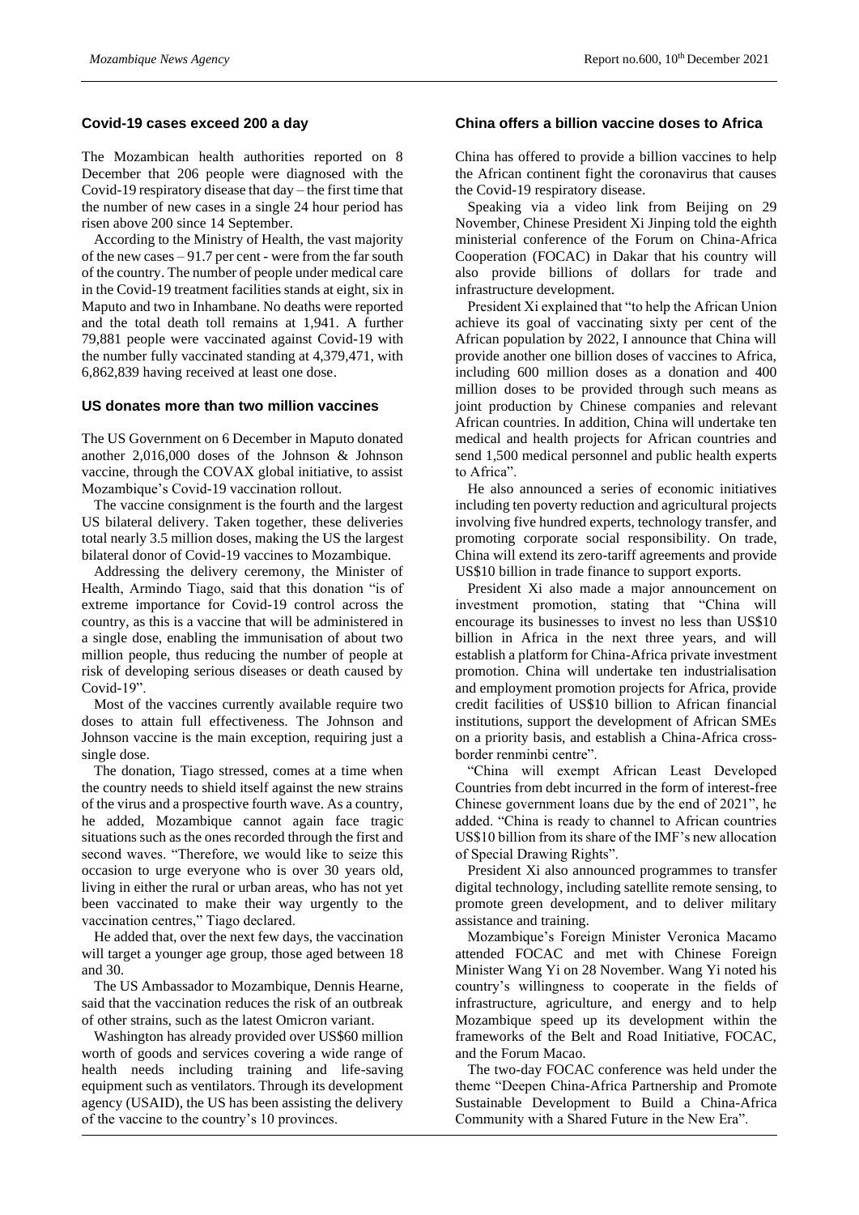## Covid-19 cases exceed 200 a day

The Mozambican health authorities reported on 8 December that 206 people were diagnosed with the Covid-19 respiratory disease that day – the first time that the number of new cases in a single 24 hour period has risen above 200 since 14 September.

According to the Ministry of Health, the vast majority of the new cases – 91.7 per cent - were from the far south of the country. The number of people under medical care in the Covid-19 treatment facilities stands at eight, six in Maputo and two in Inhambane. No deaths were reported and the total death toll remains at 1,941. A further 79,881 people were vaccinated against Covid-19 with the number fully vaccinated standing at 4,379,471, with 6,862,839 having received at least one dose.

## US donates more than two million vaccines

The US Government on 6 December in Maputo donated another 2,016,000 doses of the Johnson & Johnson vaccine, through the COVAX global initiative, to assist Mozambique's Covid-19 vaccination rollout.

The vaccine consignment is the fourth and the largest US bilateral delivery. Taken together, these deliveries total nearly 3.5 million doses, making the US the largest bilateral donor of Covid-19 vaccines to Mozambique.

Addressing the delivery ceremony, the Minister of Health, Armindo Tiago, said that this donation "is of extreme importance for Covid-19 control across the country, as this is a vaccine that will be administered in a single dose, enabling the immunisation of about two million people, thus reducing the number of people at risk of developing serious diseases or death caused by Covid-19".

Most of the vaccines currently available require two doses to attain full effectiveness. The Johnson and Johnson vaccine is the main exception, requiring just a single dose.

The donation, Tiago stressed, comes at a time when the country needs to shield itself against the new strains of the virus and a prospective fourth wave. As a country, he added, Mozambique cannot again face tragic situations such as the ones recorded through the first and second waves. "Therefore, we would like to seize this occasion to urge everyone who is over 30 years old, living in either the rural or urban areas, who has not yet been vaccinated to make their way urgently to the vaccination centres," Tiago declared.

He added that, over the next few days, the vaccination will target a younger age group, those aged between 18 and 30.

The US Ambassador to Mozambique, Dennis Hearne, said that the vaccination reduces the risk of an outbreak of other strains, such as the latest Omicron variant.

Washington has already provided over US$60 million worth of goods and services covering a wide range of health needs including training and life-saving equipment such as ventilators. Through its development agency (USAID), the US has been assisting the delivery of the vaccine to the country's 10 provinces.

## China offers a billion vaccine doses to Africa

China has offered to provide a billion vaccines to help the African continent fight the coronavirus that causes the Covid-19 respiratory disease.

Speaking via a video link from Beijing on 29 November, Chinese President Xi Jinping told the eighth ministerial conference of the Forum on China-Africa Cooperation (FOCAC) in Dakar that his country will also provide billions of dollars for trade and infrastructure development.

President Xi explained that "to help the African Union achieve its goal of vaccinating sixty per cent of the African population by 2022, I announce that China will provide another one billion doses of vaccines to Africa, including 600 million doses as a donation and 400 million doses to be provided through such means as joint production by Chinese companies and relevant African countries. In addition, China will undertake ten medical and health projects for African countries and send 1,500 medical personnel and public health experts to Africa".

He also announced a series of economic initiatives including ten poverty reduction and agricultural projects involving five hundred experts, technology transfer, and promoting corporate social responsibility. On trade, China will extend its zero-tariff agreements and provide US$10 billion in trade finance to support exports.

President Xi also made a major announcement on investment promotion, stating that "China will encourage its businesses to invest no less than US$10 billion in Africa in the next three years, and will establish a platform for China-Africa private investment promotion. China will undertake ten industrialisation and employment promotion projects for Africa, provide credit facilities of US$10 billion to African financial institutions, support the development of African SMEs on a priority basis, and establish a China-Africa cross-border renminbi centre".

"China will exempt African Least Developed Countries from debt incurred in the form of interest-free Chinese government loans due by the end of 2021", he added. "China is ready to channel to African countries US$10 billion from its share of the IMF's new allocation of Special Drawing Rights".

President Xi also announced programmes to transfer digital technology, including satellite remote sensing, to promote green development, and to deliver military assistance and training.

Mozambique's Foreign Minister Veronica Macamo attended FOCAC and met with Chinese Foreign Minister Wang Yi on 28 November. Wang Yi noted his country's willingness to cooperate in the fields of infrastructure, agriculture, and energy and to help Mozambique speed up its development within the frameworks of the Belt and Road Initiative, FOCAC, and the Forum Macao.

The two-day FOCAC conference was held under the theme "Deepen China-Africa Partnership and Promote Sustainable Development to Build a China-Africa Community with a Shared Future in the New Era".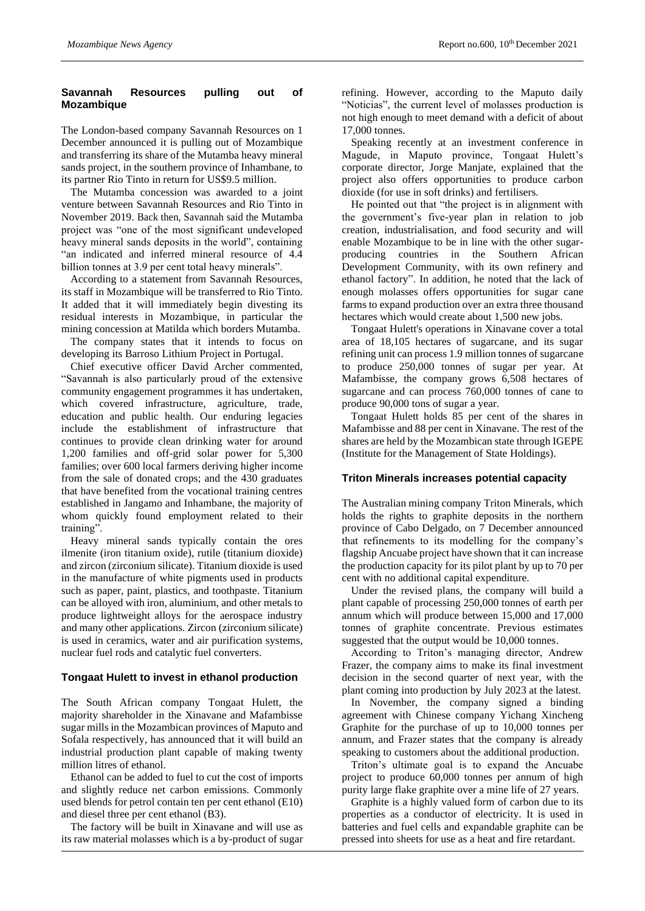## Savannah Resources pulling out of Mozambique

The London-based company Savannah Resources on 1 December announced it is pulling out of Mozambique and transferring its share of the Mutamba heavy mineral sands project, in the southern province of Inhambane, to its partner Rio Tinto in return for US$9.5 million.

The Mutamba concession was awarded to a joint venture between Savannah Resources and Rio Tinto in November 2019. Back then, Savannah said the Mutamba project was "one of the most significant undeveloped heavy mineral sands deposits in the world", containing "an indicated and inferred mineral resource of 4.4 billion tonnes at 3.9 per cent total heavy minerals".

According to a statement from Savannah Resources, its staff in Mozambique will be transferred to Rio Tinto. It added that it will immediately begin divesting its residual interests in Mozambique, in particular the mining concession at Matilda which borders Mutamba.

The company states that it intends to focus on developing its Barroso Lithium Project in Portugal.

Chief executive officer David Archer commented, "Savannah is also particularly proud of the extensive community engagement programmes it has undertaken, which covered infrastructure, agriculture, trade, education and public health. Our enduring legacies include the establishment of infrastructure that continues to provide clean drinking water for around 1,200 families and off-grid solar power for 5,300 families; over 600 local farmers deriving higher income from the sale of donated crops; and the 430 graduates that have benefited from the vocational training centres established in Jangamo and Inhambane, the majority of whom quickly found employment related to their training".

Heavy mineral sands typically contain the ores ilmenite (iron titanium oxide), rutile (titanium dioxide) and zircon (zirconium silicate). Titanium dioxide is used in the manufacture of white pigments used in products such as paper, paint, plastics, and toothpaste. Titanium can be alloyed with iron, aluminium, and other metals to produce lightweight alloys for the aerospace industry and many other applications. Zircon (zirconium silicate) is used in ceramics, water and air purification systems, nuclear fuel rods and catalytic fuel converters.

## Tongaat Hulett to invest in ethanol production

The South African company Tongaat Hulett, the majority shareholder in the Xinavane and Mafambisse sugar mills in the Mozambican provinces of Maputo and Sofala respectively, has announced that it will build an industrial production plant capable of making twenty million litres of ethanol.

Ethanol can be added to fuel to cut the cost of imports and slightly reduce net carbon emissions. Commonly used blends for petrol contain ten per cent ethanol (E10) and diesel three per cent ethanol (B3).

The factory will be built in Xinavane and will use as its raw material molasses which is a by-product of sugar refining. However, according to the Maputo daily "Noticias", the current level of molasses production is not high enough to meet demand with a deficit of about 17,000 tonnes.

Speaking recently at an investment conference in Magude, in Maputo province, Tongaat Hulett's corporate director, Jorge Manjate, explained that the project also offers opportunities to produce carbon dioxide (for use in soft drinks) and fertilisers.

He pointed out that "the project is in alignment with the government's five-year plan in relation to job creation, industrialisation, and food security and will enable Mozambique to be in line with the other sugar-producing countries in the Southern African Development Community, with its own refinery and ethanol factory". In addition, he noted that the lack of enough molasses offers opportunities for sugar cane farms to expand production over an extra three thousand hectares which would create about 1,500 new jobs.

Tongaat Hulett's operations in Xinavane cover a total area of 18,105 hectares of sugarcane, and its sugar refining unit can process 1.9 million tonnes of sugarcane to produce 250,000 tonnes of sugar per year. At Mafambisse, the company grows 6,508 hectares of sugarcane and can process 760,000 tonnes of cane to produce 90,000 tons of sugar a year.

Tongaat Hulett holds 85 per cent of the shares in Mafambisse and 88 per cent in Xinavane. The rest of the shares are held by the Mozambican state through IGEPE (Institute for the Management of State Holdings).

## Triton Minerals increases potential capacity

The Australian mining company Triton Minerals, which holds the rights to graphite deposits in the northern province of Cabo Delgado, on 7 December announced that refinements to its modelling for the company's flagship Ancuabe project have shown that it can increase the production capacity for its pilot plant by up to 70 per cent with no additional capital expenditure.

Under the revised plans, the company will build a plant capable of processing 250,000 tonnes of earth per annum which will produce between 15,000 and 17,000 tonnes of graphite concentrate. Previous estimates suggested that the output would be 10,000 tonnes.

According to Triton's managing director, Andrew Frazer, the company aims to make its final investment decision in the second quarter of next year, with the plant coming into production by July 2023 at the latest.

In November, the company signed a binding agreement with Chinese company Yichang Xincheng Graphite for the purchase of up to 10,000 tonnes per annum, and Frazer states that the company is already speaking to customers about the additional production.

Triton's ultimate goal is to expand the Ancuabe project to produce 60,000 tonnes per annum of high purity large flake graphite over a mine life of 27 years.

Graphite is a highly valued form of carbon due to its properties as a conductor of electricity. It is used in batteries and fuel cells and expandable graphite can be pressed into sheets for use as a heat and fire retardant.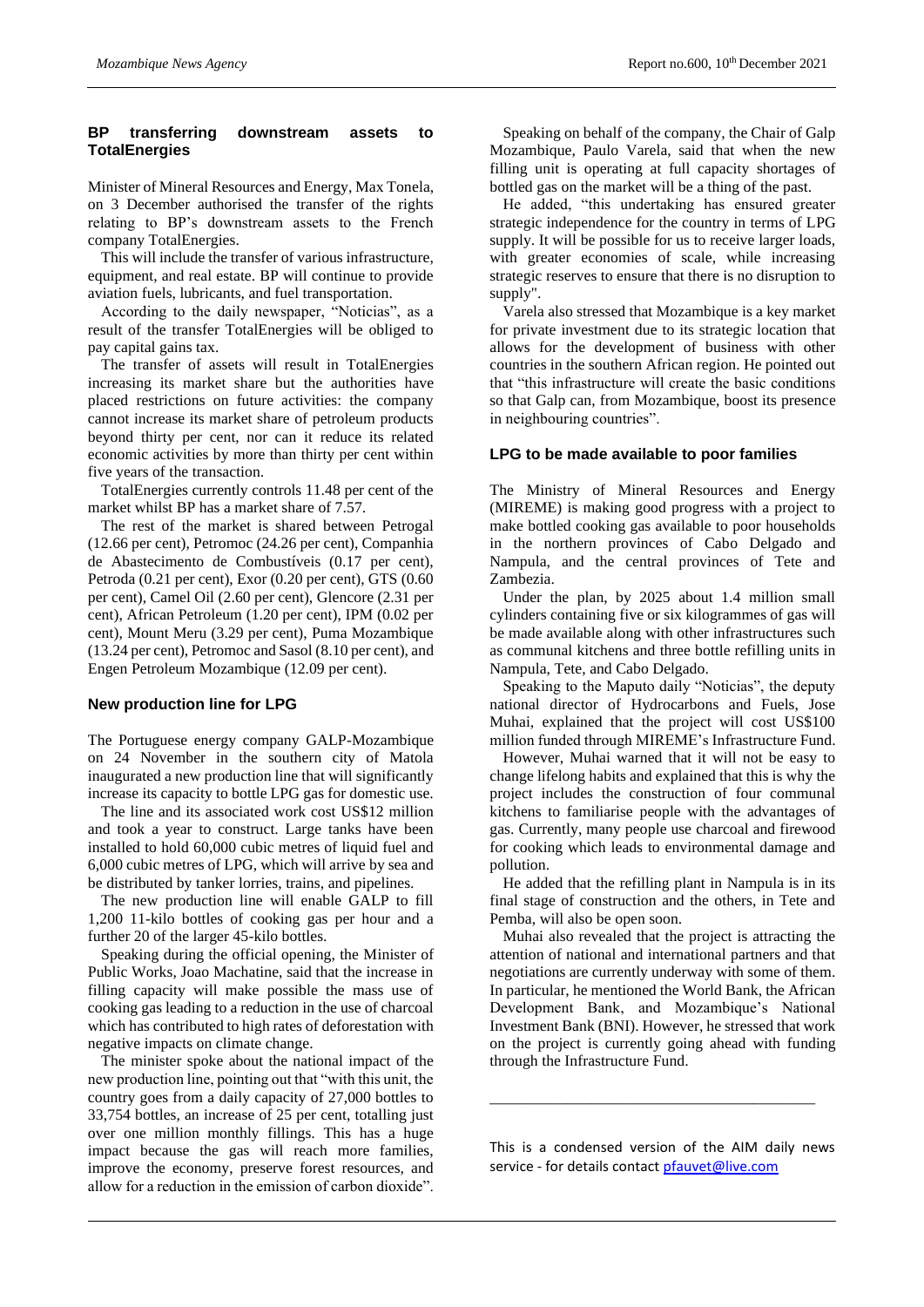## BP transferring downstream assets to TotalEnergies

Minister of Mineral Resources and Energy, Max Tonela, on 3 December authorised the transfer of the rights relating to BP's downstream assets to the French company TotalEnergies.

This will include the transfer of various infrastructure, equipment, and real estate. BP will continue to provide aviation fuels, lubricants, and fuel transportation.

According to the daily newspaper, "Noticias", as a result of the transfer TotalEnergies will be obliged to pay capital gains tax.

The transfer of assets will result in TotalEnergies increasing its market share but the authorities have placed restrictions on future activities: the company cannot increase its market share of petroleum products beyond thirty per cent, nor can it reduce its related economic activities by more than thirty per cent within five years of the transaction.

TotalEnergies currently controls 11.48 per cent of the market whilst BP has a market share of 7.57.

The rest of the market is shared between Petrogal (12.66 per cent), Petromoc (24.26 per cent), Companhia de Abastecimento de Combustíveis (0.17 per cent), Petroda (0.21 per cent), Exor (0.20 per cent), GTS (0.60 per cent), Camel Oil (2.60 per cent), Glencore (2.31 per cent), African Petroleum (1.20 per cent), IPM (0.02 per cent), Mount Meru (3.29 per cent), Puma Mozambique (13.24 per cent), Petromoc and Sasol (8.10 per cent), and Engen Petroleum Mozambique (12.09 per cent).

## New production line for LPG

The Portuguese energy company GALP-Mozambique on 24 November in the southern city of Matola inaugurated a new production line that will significantly increase its capacity to bottle LPG gas for domestic use.

The line and its associated work cost US$12 million and took a year to construct. Large tanks have been installed to hold 60,000 cubic metres of liquid fuel and 6,000 cubic metres of LPG, which will arrive by sea and be distributed by tanker lorries, trains, and pipelines.

The new production line will enable GALP to fill 1,200 11-kilo bottles of cooking gas per hour and a further 20 of the larger 45-kilo bottles.

Speaking during the official opening, the Minister of Public Works, Joao Machatine, said that the increase in filling capacity will make possible the mass use of cooking gas leading to a reduction in the use of charcoal which has contributed to high rates of deforestation with negative impacts on climate change.

The minister spoke about the national impact of the new production line, pointing out that "with this unit, the country goes from a daily capacity of 27,000 bottles to 33,754 bottles, an increase of 25 per cent, totalling just over one million monthly fillings. This has a huge impact because the gas will reach more families, improve the economy, preserve forest resources, and allow for a reduction in the emission of carbon dioxide".

Speaking on behalf of the company, the Chair of Galp Mozambique, Paulo Varela, said that when the new filling unit is operating at full capacity shortages of bottled gas on the market will be a thing of the past.

He added, "this undertaking has ensured greater strategic independence for the country in terms of LPG supply. It will be possible for us to receive larger loads, with greater economies of scale, while increasing strategic reserves to ensure that there is no disruption to supply".

Varela also stressed that Mozambique is a key market for private investment due to its strategic location that allows for the development of business with other countries in the southern African region. He pointed out that "this infrastructure will create the basic conditions so that Galp can, from Mozambique, boost its presence in neighbouring countries".

## LPG to be made available to poor families

The Ministry of Mineral Resources and Energy (MIREME) is making good progress with a project to make bottled cooking gas available to poor households in the northern provinces of Cabo Delgado and Nampula, and the central provinces of Tete and Zambezia.

Under the plan, by 2025 about 1.4 million small cylinders containing five or six kilogrammes of gas will be made available along with other infrastructures such as communal kitchens and three bottle refilling units in Nampula, Tete, and Cabo Delgado.

Speaking to the Maputo daily "Noticias", the deputy national director of Hydrocarbons and Fuels, Jose Muhai, explained that the project will cost US$100 million funded through MIREME's Infrastructure Fund.

However, Muhai warned that it will not be easy to change lifelong habits and explained that this is why the project includes the construction of four communal kitchens to familiarise people with the advantages of gas. Currently, many people use charcoal and firewood for cooking which leads to environmental damage and pollution.

He added that the refilling plant in Nampula is in its final stage of construction and the others, in Tete and Pemba, will also be open soon.

Muhai also revealed that the project is attracting the attention of national and international partners and that negotiations are currently underway with some of them. In particular, he mentioned the World Bank, the African Development Bank, and Mozambique's National Investment Bank (BNI). However, he stressed that work on the project is currently going ahead with funding through the Infrastructure Fund.

---

This is a condensed version of the AIM daily news service - for details contact pfauvet@live.com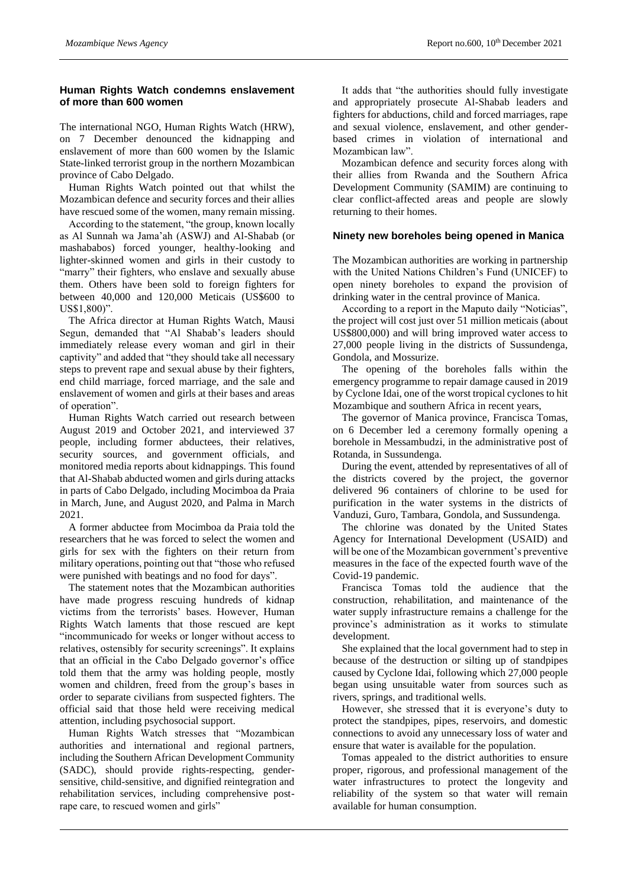## Human Rights Watch condemns enslavement of more than 600 women

The international NGO, Human Rights Watch (HRW), on 7 December denounced the kidnapping and enslavement of more than 600 women by the Islamic State-linked terrorist group in the northern Mozambican province of Cabo Delgado.

Human Rights Watch pointed out that whilst the Mozambican defence and security forces and their allies have rescued some of the women, many remain missing.

According to the statement, "the group, known locally as Al Sunnah wa Jama'ah (ASWJ) and Al-Shabab (or mashababos) forced younger, healthy-looking and lighter-skinned women and girls in their custody to "marry" their fighters, who enslave and sexually abuse them. Others have been sold to foreign fighters for between 40,000 and 120,000 Meticais (US$600 to US$1,800)".

The Africa director at Human Rights Watch, Mausi Segun, demanded that "Al Shabab's leaders should immediately release every woman and girl in their captivity" and added that "they should take all necessary steps to prevent rape and sexual abuse by their fighters, end child marriage, forced marriage, and the sale and enslavement of women and girls at their bases and areas of operation".

Human Rights Watch carried out research between August 2019 and October 2021, and interviewed 37 people, including former abductees, their relatives, security sources, and government officials, and monitored media reports about kidnappings. This found that Al-Shabab abducted women and girls during attacks in parts of Cabo Delgado, including Mocimboa da Praia in March, June, and August 2020, and Palma in March 2021.

A former abductee from Mocimboa da Praia told the researchers that he was forced to select the women and girls for sex with the fighters on their return from military operations, pointing out that "those who refused were punished with beatings and no food for days".

The statement notes that the Mozambican authorities have made progress rescuing hundreds of kidnap victims from the terrorists' bases. However, Human Rights Watch laments that those rescued are kept "incommunicado for weeks or longer without access to relatives, ostensibly for security screenings". It explains that an official in the Cabo Delgado governor's office told them that the army was holding people, mostly women and children, freed from the group's bases in order to separate civilians from suspected fighters. The official said that those held were receiving medical attention, including psychosocial support.

Human Rights Watch stresses that "Mozambican authorities and international and regional partners, including the Southern African Development Community (SADC), should provide rights-respecting, gender-sensitive, child-sensitive, and dignified reintegration and rehabilitation services, including comprehensive post-rape care, to rescued women and girls"

It adds that "the authorities should fully investigate and appropriately prosecute Al-Shabab leaders and fighters for abductions, child and forced marriages, rape and sexual violence, enslavement, and other gender-based crimes in violation of international and Mozambican law".

Mozambican defence and security forces along with their allies from Rwanda and the Southern Africa Development Community (SAMIM) are continuing to clear conflict-affected areas and people are slowly returning to their homes.

## Ninety new boreholes being opened in Manica

The Mozambican authorities are working in partnership with the United Nations Children's Fund (UNICEF) to open ninety boreholes to expand the provision of drinking water in the central province of Manica.

According to a report in the Maputo daily "Noticias", the project will cost just over 51 million meticais (about US$800,000) and will bring improved water access to 27,000 people living in the districts of Sussundenga, Gondola, and Mossurize.

The opening of the boreholes falls within the emergency programme to repair damage caused in 2019 by Cyclone Idai, one of the worst tropical cyclones to hit Mozambique and southern Africa in recent years,

The governor of Manica province, Francisca Tomas, on 6 December led a ceremony formally opening a borehole in Messambudzi, in the administrative post of Rotanda, in Sussundenga.

During the event, attended by representatives of all of the districts covered by the project, the governor delivered 96 containers of chlorine to be used for purification in the water systems in the districts of Vanduzi, Guro, Tambara, Gondola, and Sussundenga.

The chlorine was donated by the United States Agency for International Development (USAID) and will be one of the Mozambican government's preventive measures in the face of the expected fourth wave of the Covid-19 pandemic.

Francisca Tomas told the audience that the construction, rehabilitation, and maintenance of the water supply infrastructure remains a challenge for the province's administration as it works to stimulate development.

She explained that the local government had to step in because of the destruction or silting up of standpipes caused by Cyclone Idai, following which 27,000 people began using unsuitable water from sources such as rivers, springs, and traditional wells.

However, she stressed that it is everyone's duty to protect the standpipes, pipes, reservoirs, and domestic connections to avoid any unnecessary loss of water and ensure that water is available for the population.

Tomas appealed to the district authorities to ensure proper, rigorous, and professional management of the water infrastructures to protect the longevity and reliability of the system so that water will remain available for human consumption.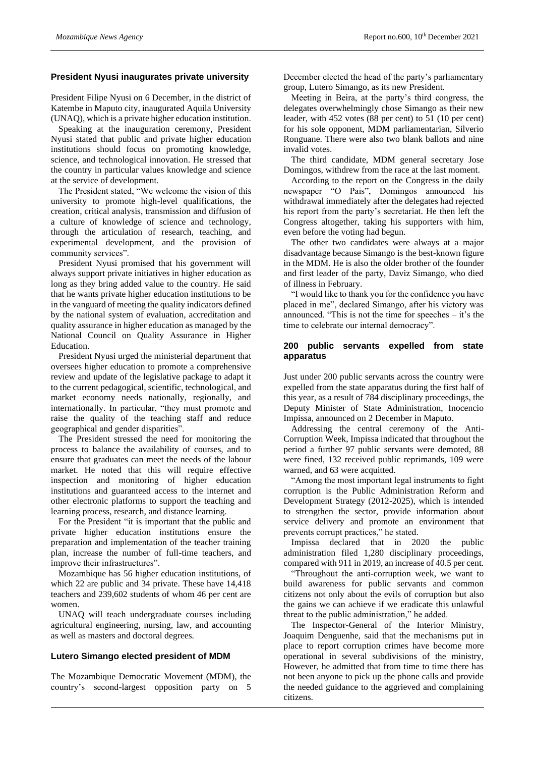## President Nyusi inaugurates private university

President Filipe Nyusi on 6 December, in the district of Katembe in Maputo city, inaugurated Aquila University (UNAQ), which is a private higher education institution.

Speaking at the inauguration ceremony, President Nyusi stated that public and private higher education institutions should focus on promoting knowledge, science, and technological innovation. He stressed that the country in particular values knowledge and science at the service of development.

The President stated, "We welcome the vision of this university to promote high-level qualifications, the creation, critical analysis, transmission and diffusion of a culture of knowledge of science and technology, through the articulation of research, teaching, and experimental development, and the provision of community services".

President Nyusi promised that his government will always support private initiatives in higher education as long as they bring added value to the country. He said that he wants private higher education institutions to be in the vanguard of meeting the quality indicators defined by the national system of evaluation, accreditation and quality assurance in higher education as managed by the National Council on Quality Assurance in Higher Education.

President Nyusi urged the ministerial department that oversees higher education to promote a comprehensive review and update of the legislative package to adapt it to the current pedagogical, scientific, technological, and market economy needs nationally, regionally, and internationally. In particular, "they must promote and raise the quality of the teaching staff and reduce geographical and gender disparities".

The President stressed the need for monitoring the process to balance the availability of courses, and to ensure that graduates can meet the needs of the labour market. He noted that this will require effective inspection and monitoring of higher education institutions and guaranteed access to the internet and other electronic platforms to support the teaching and learning process, research, and distance learning.

For the President "it is important that the public and private higher education institutions ensure the preparation and implementation of the teacher training plan, increase the number of full-time teachers, and improve their infrastructures".

Mozambique has 56 higher education institutions, of which 22 are public and 34 private. These have 14,418 teachers and 239,602 students of whom 46 per cent are women.

UNAQ will teach undergraduate courses including agricultural engineering, nursing, law, and accounting as well as masters and doctoral degrees.

## Lutero Simango elected president of MDM

The Mozambique Democratic Movement (MDM), the country's second-largest opposition party on 5 December elected the head of the party's parliamentary group, Lutero Simango, as its new President.

Meeting in Beira, at the party's third congress, the delegates overwhelmingly chose Simango as their new leader, with 452 votes (88 per cent) to 51 (10 per cent) for his sole opponent, MDM parliamentarian, Silverio Ronguane. There were also two blank ballots and nine invalid votes.

The third candidate, MDM general secretary Jose Domingos, withdrew from the race at the last moment.

According to the report on the Congress in the daily newspaper "O Pais", Domingos announced his withdrawal immediately after the delegates had rejected his report from the party's secretariat. He then left the Congress altogether, taking his supporters with him, even before the voting had begun.

The other two candidates were always at a major disadvantage because Simango is the best-known figure in the MDM. He is also the older brother of the founder and first leader of the party, Daviz Simango, who died of illness in February.

"I would like to thank you for the confidence you have placed in me", declared Simango, after his victory was announced. "This is not the time for speeches – it's the time to celebrate our internal democracy".

## 200 public servants expelled from state apparatus

Just under 200 public servants across the country were expelled from the state apparatus during the first half of this year, as a result of 784 disciplinary proceedings, the Deputy Minister of State Administration, Inocencio Impissa, announced on 2 December in Maputo.

Addressing the central ceremony of the Anti-Corruption Week, Impissa indicated that throughout the period a further 97 public servants were demoted, 88 were fined, 132 received public reprimands, 109 were warned, and 63 were acquitted.

"Among the most important legal instruments to fight corruption is the Public Administration Reform and Development Strategy (2012-2025), which is intended to strengthen the sector, provide information about service delivery and promote an environment that prevents corrupt practices," he stated.

Impissa declared that in 2020 the public administration filed 1,280 disciplinary proceedings, compared with 911 in 2019, an increase of 40.5 per cent.

"Throughout the anti-corruption week, we want to build awareness for public servants and common citizens not only about the evils of corruption but also the gains we can achieve if we eradicate this unlawful threat to the public administration," he added.

The Inspector-General of the Interior Ministry, Joaquim Denguenhe, said that the mechanisms put in place to report corruption crimes have become more operational in several subdivisions of the ministry, However, he admitted that from time to time there has not been anyone to pick up the phone calls and provide the needed guidance to the aggrieved and complaining citizens.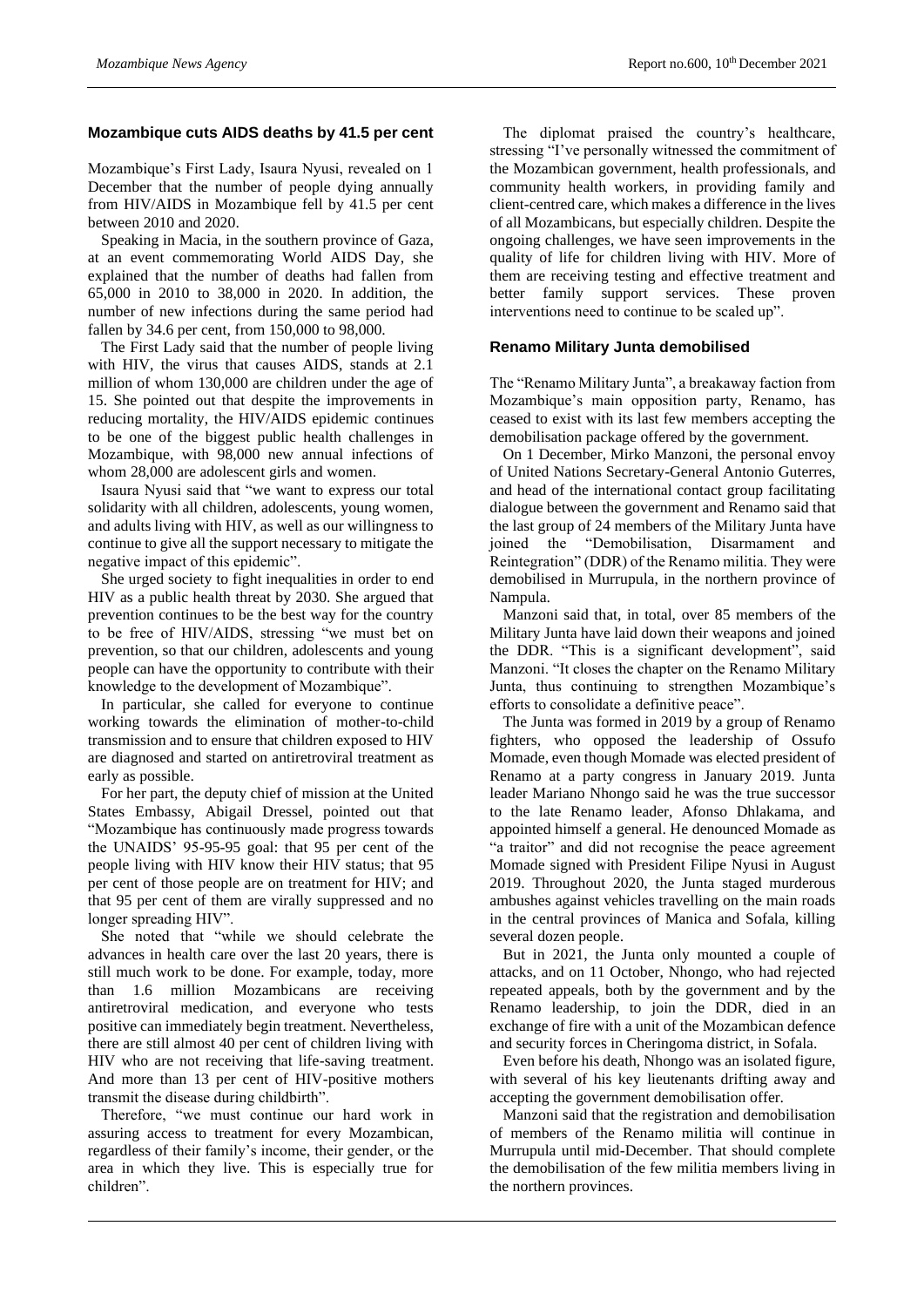## Mozambique cuts AIDS deaths by 41.5 per cent

Mozambique's First Lady, Isaura Nyusi, revealed on 1 December that the number of people dying annually from HIV/AIDS in Mozambique fell by 41.5 per cent between 2010 and 2020.

Speaking in Macia, in the southern province of Gaza, at an event commemorating World AIDS Day, she explained that the number of deaths had fallen from 65,000 in 2010 to 38,000 in 2020. In addition, the number of new infections during the same period had fallen by 34.6 per cent, from 150,000 to 98,000.

The First Lady said that the number of people living with HIV, the virus that causes AIDS, stands at 2.1 million of whom 130,000 are children under the age of 15. She pointed out that despite the improvements in reducing mortality, the HIV/AIDS epidemic continues to be one of the biggest public health challenges in Mozambique, with 98,000 new annual infections of whom 28,000 are adolescent girls and women.

Isaura Nyusi said that "we want to express our total solidarity with all children, adolescents, young women, and adults living with HIV, as well as our willingness to continue to give all the support necessary to mitigate the negative impact of this epidemic".

She urged society to fight inequalities in order to end HIV as a public health threat by 2030. She argued that prevention continues to be the best way for the country to be free of HIV/AIDS, stressing "we must bet on prevention, so that our children, adolescents and young people can have the opportunity to contribute with their knowledge to the development of Mozambique".

In particular, she called for everyone to continue working towards the elimination of mother-to-child transmission and to ensure that children exposed to HIV are diagnosed and started on antiretroviral treatment as early as possible.

For her part, the deputy chief of mission at the United States Embassy, Abigail Dressel, pointed out that "Mozambique has continuously made progress towards the UNAIDS' 95-95-95 goal: that 95 per cent of the people living with HIV know their HIV status; that 95 per cent of those people are on treatment for HIV; and that 95 per cent of them are virally suppressed and no longer spreading HIV".

She noted that "while we should celebrate the advances in health care over the last 20 years, there is still much work to be done. For example, today, more than 1.6 million Mozambicans are receiving antiretroviral medication, and everyone who tests positive can immediately begin treatment. Nevertheless, there are still almost 40 per cent of children living with HIV who are not receiving that life-saving treatment. And more than 13 per cent of HIV-positive mothers transmit the disease during childbirth".

Therefore, "we must continue our hard work in assuring access to treatment for every Mozambican, regardless of their family's income, their gender, or the area in which they live. This is especially true for children".

The diplomat praised the country's healthcare, stressing "I've personally witnessed the commitment of the Mozambican government, health professionals, and community health workers, in providing family and client-centred care, which makes a difference in the lives of all Mozambicans, but especially children. Despite the ongoing challenges, we have seen improvements in the quality of life for children living with HIV. More of them are receiving testing and effective treatment and better family support services. These proven interventions need to continue to be scaled up".

## Renamo Military Junta demobilised

The "Renamo Military Junta", a breakaway faction from Mozambique's main opposition party, Renamo, has ceased to exist with its last few members accepting the demobilisation package offered by the government.

On 1 December, Mirko Manzoni, the personal envoy of United Nations Secretary-General Antonio Guterres, and head of the international contact group facilitating dialogue between the government and Renamo said that the last group of 24 members of the Military Junta have joined the "Demobilisation, Disarmament and Reintegration" (DDR) of the Renamo militia. They were demobilised in Murrupula, in the northern province of Nampula.

Manzoni said that, in total, over 85 members of the Military Junta have laid down their weapons and joined the DDR. "This is a significant development", said Manzoni. "It closes the chapter on the Renamo Military Junta, thus continuing to strengthen Mozambique's efforts to consolidate a definitive peace".

The Junta was formed in 2019 by a group of Renamo fighters, who opposed the leadership of Ossufo Momade, even though Momade was elected president of Renamo at a party congress in January 2019. Junta leader Mariano Nhongo said he was the true successor to the late Renamo leader, Afonso Dhlakama, and appointed himself a general. He denounced Momade as "a traitor" and did not recognise the peace agreement Momade signed with President Filipe Nyusi in August 2019. Throughout 2020, the Junta staged murderous ambushes against vehicles travelling on the main roads in the central provinces of Manica and Sofala, killing several dozen people.

But in 2021, the Junta only mounted a couple of attacks, and on 11 October, Nhongo, who had rejected repeated appeals, both by the government and by the Renamo leadership, to join the DDR, died in an exchange of fire with a unit of the Mozambican defence and security forces in Cheringoma district, in Sofala.

Even before his death, Nhongo was an isolated figure, with several of his key lieutenants drifting away and accepting the government demobilisation offer.

Manzoni said that the registration and demobilisation of members of the Renamo militia will continue in Murrupula until mid-December. That should complete the demobilisation of the few militia members living in the northern provinces.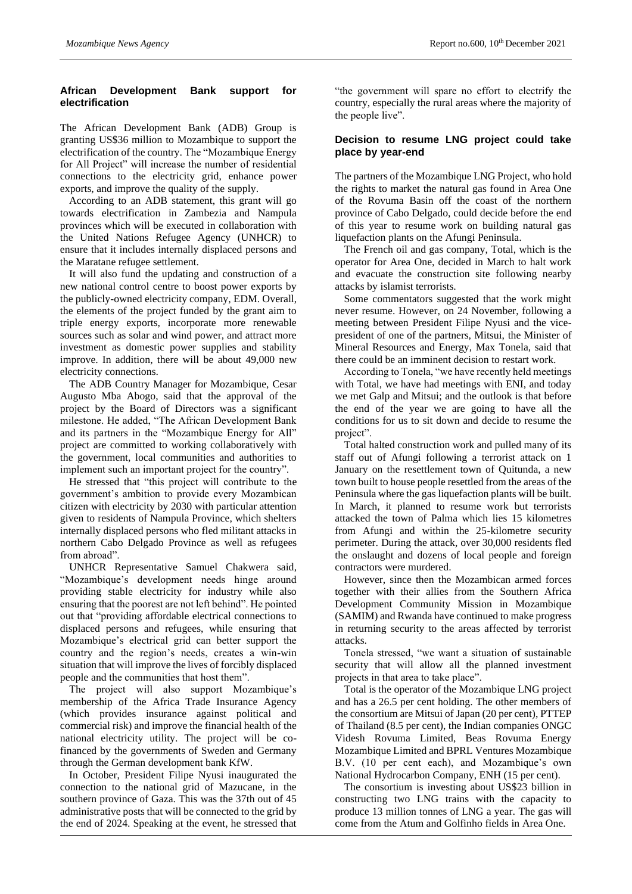## African Development Bank support for electrification

The African Development Bank (ADB) Group is granting US$36 million to Mozambique to support the electrification of the country. The "Mozambique Energy for All Project" will increase the number of residential connections to the electricity grid, enhance power exports, and improve the quality of the supply.

According to an ADB statement, this grant will go towards electrification in Zambezia and Nampula provinces which will be executed in collaboration with the United Nations Refugee Agency (UNHCR) to ensure that it includes internally displaced persons and the Maratane refugee settlement.

It will also fund the updating and construction of a new national control centre to boost power exports by the publicly-owned electricity company, EDM. Overall, the elements of the project funded by the grant aim to triple energy exports, incorporate more renewable sources such as solar and wind power, and attract more investment as domestic power supplies and stability improve. In addition, there will be about 49,000 new electricity connections.

The ADB Country Manager for Mozambique, Cesar Augusto Mba Abogo, said that the approval of the project by the Board of Directors was a significant milestone. He added, "The African Development Bank and its partners in the "Mozambique Energy for All" project are committed to working collaboratively with the government, local communities and authorities to implement such an important project for the country".

He stressed that "this project will contribute to the government's ambition to provide every Mozambican citizen with electricity by 2030 with particular attention given to residents of Nampula Province, which shelters internally displaced persons who fled militant attacks in northern Cabo Delgado Province as well as refugees from abroad".

UNHCR Representative Samuel Chakwera said, "Mozambique's development needs hinge around providing stable electricity for industry while also ensuring that the poorest are not left behind". He pointed out that "providing affordable electrical connections to displaced persons and refugees, while ensuring that Mozambique's electrical grid can better support the country and the region's needs, creates a win-win situation that will improve the lives of forcibly displaced people and the communities that host them".

The project will also support Mozambique's membership of the Africa Trade Insurance Agency (which provides insurance against political and commercial risk) and improve the financial health of the national electricity utility. The project will be co-financed by the governments of Sweden and Germany through the German development bank KfW.

In October, President Filipe Nyusi inaugurated the connection to the national grid of Mazucane, in the southern province of Gaza. This was the 37th out of 45 administrative posts that will be connected to the grid by the end of 2024. Speaking at the event, he stressed that "the government will spare no effort to electrify the country, especially the rural areas where the majority of the people live".

## Decision to resume LNG project could take place by year-end

The partners of the Mozambique LNG Project, who hold the rights to market the natural gas found in Area One of the Rovuma Basin off the coast of the northern province of Cabo Delgado, could decide before the end of this year to resume work on building natural gas liquefaction plants on the Afungi Peninsula.

The French oil and gas company, Total, which is the operator for Area One, decided in March to halt work and evacuate the construction site following nearby attacks by islamist terrorists.

Some commentators suggested that the work might never resume. However, on 24 November, following a meeting between President Filipe Nyusi and the vice-president of one of the partners, Mitsui, the Minister of Mineral Resources and Energy, Max Tonela, said that there could be an imminent decision to restart work.

According to Tonela, "we have recently held meetings with Total, we have had meetings with ENI, and today we met Galp and Mitsui; and the outlook is that before the end of the year we are going to have all the conditions for us to sit down and decide to resume the project".

Total halted construction work and pulled many of its staff out of Afungi following a terrorist attack on 1 January on the resettlement town of Quitunda, a new town built to house people resettled from the areas of the Peninsula where the gas liquefaction plants will be built. In March, it planned to resume work but terrorists attacked the town of Palma which lies 15 kilometres from Afungi and within the 25-kilometre security perimeter. During the attack, over 30,000 residents fled the onslaught and dozens of local people and foreign contractors were murdered.

However, since then the Mozambican armed forces together with their allies from the Southern Africa Development Community Mission in Mozambique (SAMIM) and Rwanda have continued to make progress in returning security to the areas affected by terrorist attacks.

Tonela stressed, "we want a situation of sustainable security that will allow all the planned investment projects in that area to take place".

Total is the operator of the Mozambique LNG project and has a 26.5 per cent holding. The other members of the consortium are Mitsui of Japan (20 per cent), PTTEP of Thailand (8.5 per cent), the Indian companies ONGC Videsh Rovuma Limited, Beas Rovuma Energy Mozambique Limited and BPRL Ventures Mozambique B.V. (10 per cent each), and Mozambique's own National Hydrocarbon Company, ENH (15 per cent).

The consortium is investing about US$23 billion in constructing two LNG trains with the capacity to produce 13 million tonnes of LNG a year. The gas will come from the Atum and Golfinho fields in Area One.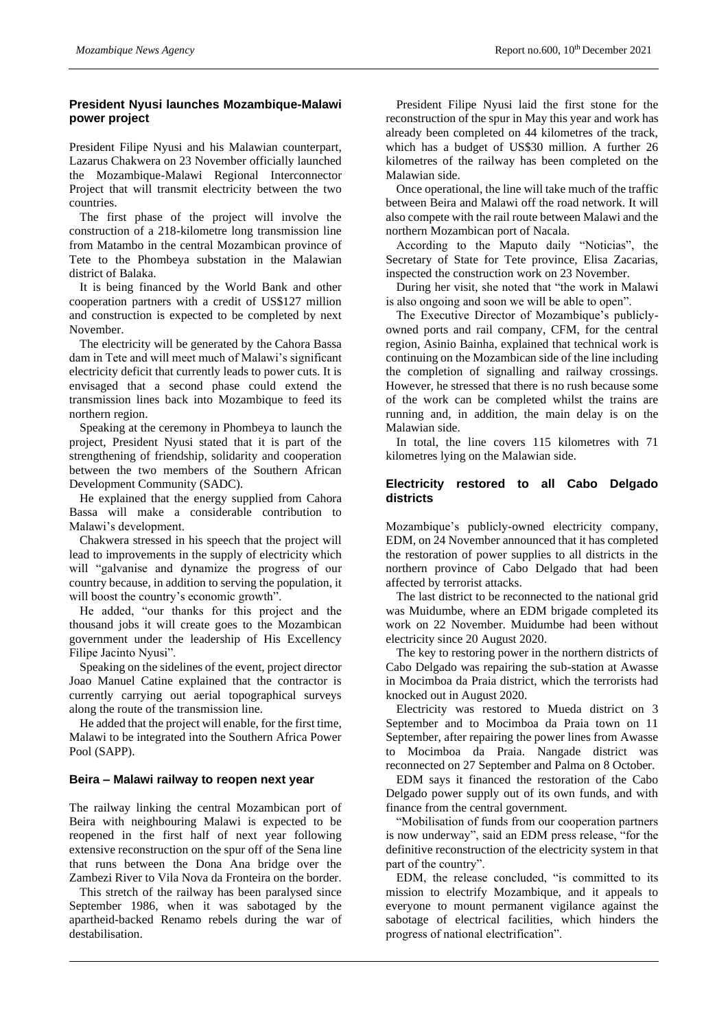### President Nyusi launches Mozambique-Malawi power project

President Filipe Nyusi and his Malawian counterpart, Lazarus Chakwera on 23 November officially launched the Mozambique-Malawi Regional Interconnector Project that will transmit electricity between the two countries.

The first phase of the project will involve the construction of a 218-kilometre long transmission line from Matambo in the central Mozambican province of Tete to the Phombeya substation in the Malawian district of Balaka.

It is being financed by the World Bank and other cooperation partners with a credit of US$127 million and construction is expected to be completed by next November.

The electricity will be generated by the Cahora Bassa dam in Tete and will meet much of Malawi's significant electricity deficit that currently leads to power cuts. It is envisaged that a second phase could extend the transmission lines back into Mozambique to feed its northern region.

Speaking at the ceremony in Phombeya to launch the project, President Nyusi stated that it is part of the strengthening of friendship, solidarity and cooperation between the two members of the Southern African Development Community (SADC).

He explained that the energy supplied from Cahora Bassa will make a considerable contribution to Malawi's development.

Chakwera stressed in his speech that the project will lead to improvements in the supply of electricity which will "galvanise and dynamize the progress of our country because, in addition to serving the population, it will boost the country's economic growth".

He added, "our thanks for this project and the thousand jobs it will create goes to the Mozambican government under the leadership of His Excellency Filipe Jacinto Nyusi".

Speaking on the sidelines of the event, project director Joao Manuel Catine explained that the contractor is currently carrying out aerial topographical surveys along the route of the transmission line.

He added that the project will enable, for the first time, Malawi to be integrated into the Southern Africa Power Pool (SAPP).

### Beira – Malawi railway to reopen next year

The railway linking the central Mozambican port of Beira with neighbouring Malawi is expected to be reopened in the first half of next year following extensive reconstruction on the spur off of the Sena line that runs between the Dona Ana bridge over the Zambezi River to Vila Nova da Fronteira on the border.

This stretch of the railway has been paralysed since September 1986, when it was sabotaged by the apartheid-backed Renamo rebels during the war of destabilisation.

President Filipe Nyusi laid the first stone for the reconstruction of the spur in May this year and work has already been completed on 44 kilometres of the track, which has a budget of US$30 million. A further 26 kilometres of the railway has been completed on the Malawian side.

Once operational, the line will take much of the traffic between Beira and Malawi off the road network. It will also compete with the rail route between Malawi and the northern Mozambican port of Nacala.

According to the Maputo daily "Noticias", the Secretary of State for Tete province, Elisa Zacarias, inspected the construction work on 23 November.

During her visit, she noted that "the work in Malawi is also ongoing and soon we will be able to open".

The Executive Director of Mozambique's publicly-owned ports and rail company, CFM, for the central region, Asinio Bainha, explained that technical work is continuing on the Mozambican side of the line including the completion of signalling and railway crossings. However, he stressed that there is no rush because some of the work can be completed whilst the trains are running and, in addition, the main delay is on the Malawian side.

In total, the line covers 115 kilometres with 71 kilometres lying on the Malawian side.

### Electricity restored to all Cabo Delgado districts

Mozambique's publicly-owned electricity company, EDM, on 24 November announced that it has completed the restoration of power supplies to all districts in the northern province of Cabo Delgado that had been affected by terrorist attacks.

The last district to be reconnected to the national grid was Muidumbe, where an EDM brigade completed its work on 22 November. Muidumbe had been without electricity since 20 August 2020.

The key to restoring power in the northern districts of Cabo Delgado was repairing the sub-station at Awasse in Mocimboa da Praia district, which the terrorists had knocked out in August 2020.

Electricity was restored to Mueda district on 3 September and to Mocimboa da Praia town on 11 September, after repairing the power lines from Awasse to Mocimboa da Praia. Nangade district was reconnected on 27 September and Palma on 8 October.

EDM says it financed the restoration of the Cabo Delgado power supply out of its own funds, and with finance from the central government.

"Mobilisation of funds from our cooperation partners is now underway", said an EDM press release, "for the definitive reconstruction of the electricity system in that part of the country".

EDM, the release concluded, "is committed to its mission to electrify Mozambique, and it appeals to everyone to mount permanent vigilance against the sabotage of electrical facilities, which hinders the progress of national electrification".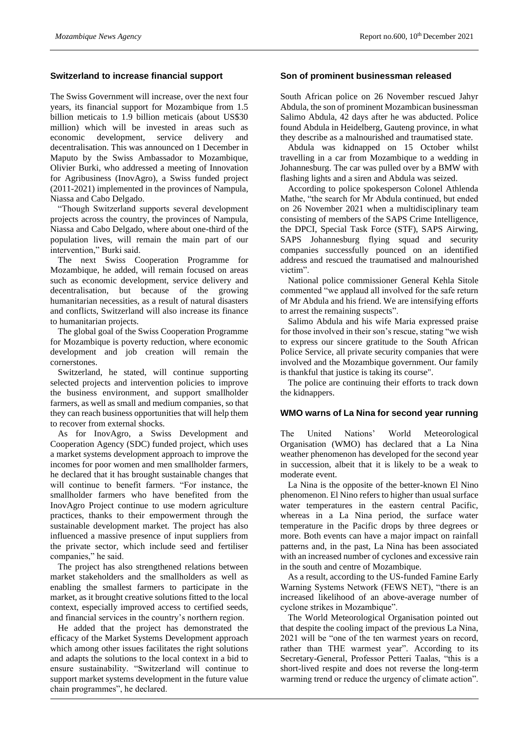## Switzerland to increase financial support

The Swiss Government will increase, over the next four years, its financial support for Mozambique from 1.5 billion meticais to 1.9 billion meticais (about US$30 million) which will be invested in areas such as economic development, service delivery and decentralisation. This was announced on 1 December in Maputo by the Swiss Ambassador to Mozambique, Olivier Burki, who addressed a meeting of Innovation for Agribusiness (InovAgro), a Swiss funded project (2011-2021) implemented in the provinces of Nampula, Niassa and Cabo Delgado.

"Though Switzerland supports several development projects across the country, the provinces of Nampula, Niassa and Cabo Delgado, where about one-third of the population lives, will remain the main part of our intervention," Burki said.

The next Swiss Cooperation Programme for Mozambique, he added, will remain focused on areas such as economic development, service delivery and decentralisation, but because of the growing humanitarian necessities, as a result of natural disasters and conflicts, Switzerland will also increase its finance to humanitarian projects.

The global goal of the Swiss Cooperation Programme for Mozambique is poverty reduction, where economic development and job creation will remain the cornerstones.

Switzerland, he stated, will continue supporting selected projects and intervention policies to improve the business environment, and support smallholder farmers, as well as small and medium companies, so that they can reach business opportunities that will help them to recover from external shocks.

As for InovAgro, a Swiss Development and Cooperation Agency (SDC) funded project, which uses a market systems development approach to improve the incomes for poor women and men smallholder farmers, he declared that it has brought sustainable changes that will continue to benefit farmers. "For instance, the smallholder farmers who have benefited from the InovAgro Project continue to use modern agriculture practices, thanks to their empowerment through the sustainable development market. The project has also influenced a massive presence of input suppliers from the private sector, which include seed and fertiliser companies," he said.

The project has also strengthened relations between market stakeholders and the smallholders as well as enabling the smallest farmers to participate in the market, as it brought creative solutions fitted to the local context, especially improved access to certified seeds, and financial services in the country's northern region.

He added that the project has demonstrated the efficacy of the Market Systems Development approach which among other issues facilitates the right solutions and adapts the solutions to the local context in a bid to ensure sustainability. "Switzerland will continue to support market systems development in the future value chain programmes", he declared.

## Son of prominent businessman released

South African police on 26 November rescued Jahyr Abdula, the son of prominent Mozambican businessman Salimo Abdula, 42 days after he was abducted. Police found Abdula in Heidelberg, Gauteng province, in what they describe as a malnourished and traumatised state.

Abdula was kidnapped on 15 October whilst travelling in a car from Mozambique to a wedding in Johannesburg. The car was pulled over by a BMW with flashing lights and a siren and Abdula was seized.

According to police spokesperson Colonel Athlenda Mathe, "the search for Mr Abdula continued, but ended on 26 November 2021 when a multidisciplinary team consisting of members of the SAPS Crime Intelligence, the DPCI, Special Task Force (STF), SAPS Airwing, SAPS Johannesburg flying squad and security companies successfully pounced on an identified address and rescued the traumatised and malnourished victim".

National police commissioner General Kehla Sitole commented "we applaud all involved for the safe return of Mr Abdula and his friend. We are intensifying efforts to arrest the remaining suspects".

Salimo Abdula and his wife Maria expressed praise for those involved in their son's rescue, stating "we wish to express our sincere gratitude to the South African Police Service, all private security companies that were involved and the Mozambique government. Our family is thankful that justice is taking its course".

The police are continuing their efforts to track down the kidnappers.

## WMO warns of La Nina for second year running

The United Nations' World Meteorological Organisation (WMO) has declared that a La Nina weather phenomenon has developed for the second year in succession, albeit that it is likely to be a weak to moderate event.

La Nina is the opposite of the better-known El Nino phenomenon. El Nino refers to higher than usual surface water temperatures in the eastern central Pacific, whereas in a La Nina period, the surface water temperature in the Pacific drops by three degrees or more. Both events can have a major impact on rainfall patterns and, in the past, La Nina has been associated with an increased number of cyclones and excessive rain in the south and centre of Mozambique.

As a result, according to the US-funded Famine Early Warning Systems Network (FEWS NET), "there is an increased likelihood of an above-average number of cyclone strikes in Mozambique".

The World Meteorological Organisation pointed out that despite the cooling impact of the previous La Nina, 2021 will be "one of the ten warmest years on record, rather than THE warmest year". According to its Secretary-General, Professor Petteri Taalas, "this is a short-lived respite and does not reverse the long-term warming trend or reduce the urgency of climate action".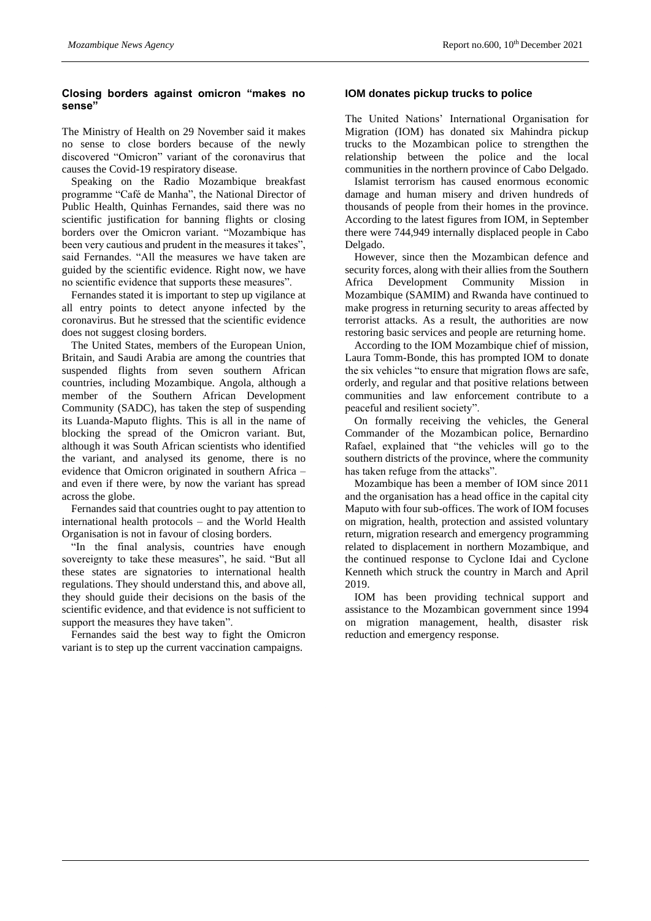## Closing borders against omicron "makes no sense"

The Ministry of Health on 29 November said it makes no sense to close borders because of the newly discovered "Omicron" variant of the coronavirus that causes the Covid-19 respiratory disease.

Speaking on the Radio Mozambique breakfast programme "Café de Manha", the National Director of Public Health, Quinhas Fernandes, said there was no scientific justification for banning flights or closing borders over the Omicron variant. "Mozambique has been very cautious and prudent in the measures it takes", said Fernandes. "All the measures we have taken are guided by the scientific evidence. Right now, we have no scientific evidence that supports these measures".

Fernandes stated it is important to step up vigilance at all entry points to detect anyone infected by the coronavirus. But he stressed that the scientific evidence does not suggest closing borders.

The United States, members of the European Union, Britain, and Saudi Arabia are among the countries that suspended flights from seven southern African countries, including Mozambique. Angola, although a member of the Southern African Development Community (SADC), has taken the step of suspending its Luanda-Maputo flights. This is all in the name of blocking the spread of the Omicron variant. But, although it was South African scientists who identified the variant, and analysed its genome, there is no evidence that Omicron originated in southern Africa – and even if there were, by now the variant has spread across the globe.

Fernandes said that countries ought to pay attention to international health protocols – and the World Health Organisation is not in favour of closing borders.

"In the final analysis, countries have enough sovereignty to take these measures", he said. "But all these states are signatories to international health regulations. They should understand this, and above all, they should guide their decisions on the basis of the scientific evidence, and that evidence is not sufficient to support the measures they have taken".

Fernandes said the best way to fight the Omicron variant is to step up the current vaccination campaigns.

## IOM donates pickup trucks to police

The United Nations' International Organisation for Migration (IOM) has donated six Mahindra pickup trucks to the Mozambican police to strengthen the relationship between the police and the local communities in the northern province of Cabo Delgado.

Islamist terrorism has caused enormous economic damage and human misery and driven hundreds of thousands of people from their homes in the province. According to the latest figures from IOM, in September there were 744,949 internally displaced people in Cabo Delgado.

However, since then the Mozambican defence and security forces, along with their allies from the Southern Africa Development Community Mission in Mozambique (SAMIM) and Rwanda have continued to make progress in returning security to areas affected by terrorist attacks. As a result, the authorities are now restoring basic services and people are returning home.

According to the IOM Mozambique chief of mission, Laura Tomm-Bonde, this has prompted IOM to donate the six vehicles "to ensure that migration flows are safe, orderly, and regular and that positive relations between communities and law enforcement contribute to a peaceful and resilient society".

On formally receiving the vehicles, the General Commander of the Mozambican police, Bernardino Rafael, explained that "the vehicles will go to the southern districts of the province, where the community has taken refuge from the attacks".

Mozambique has been a member of IOM since 2011 and the organisation has a head office in the capital city Maputo with four sub-offices. The work of IOM focuses on migration, health, protection and assisted voluntary return, migration research and emergency programming related to displacement in northern Mozambique, and the continued response to Cyclone Idai and Cyclone Kenneth which struck the country in March and April 2019.

IOM has been providing technical support and assistance to the Mozambican government since 1994 on migration management, health, disaster risk reduction and emergency response.